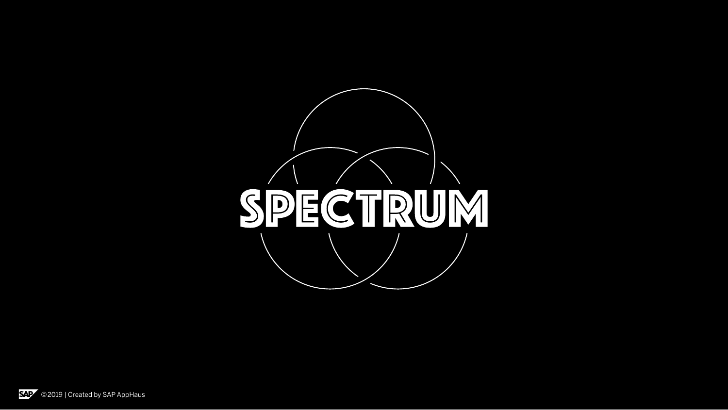# SPECTRUM

©2019 | Created by SAP AppHaus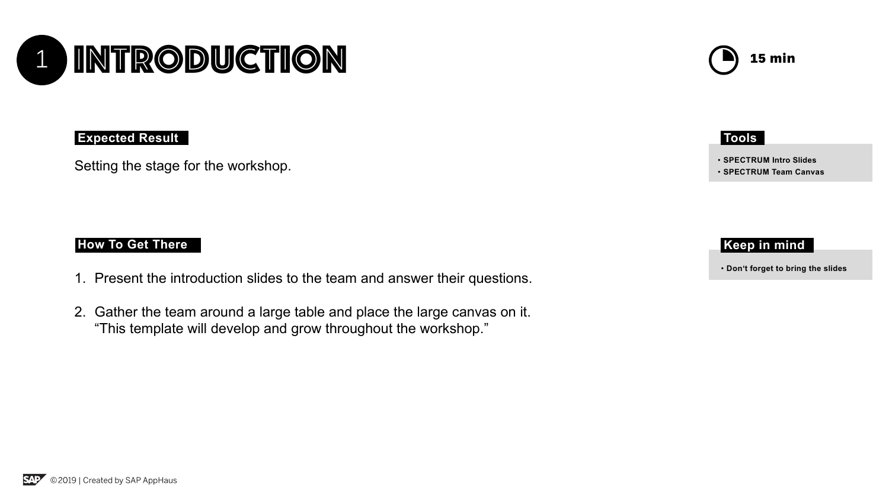# 1 INTRODUCTION

15 min

**Expected Result**

Setting the stage for the workshop.

**How To Get There**

1. Present the introduction slides to the team and answer their questions.

2. Gather the team around a large table and place the large canvas on it.
   "This template will develop and grow throughout the workshop."

**Tools**

- **SPECTRUM Intro Slides**
- **SPECTRUM Team Canvas**

**Keep in mind**

- **Don't forget to bring the slides**

©2019 | Created by SAP AppHaus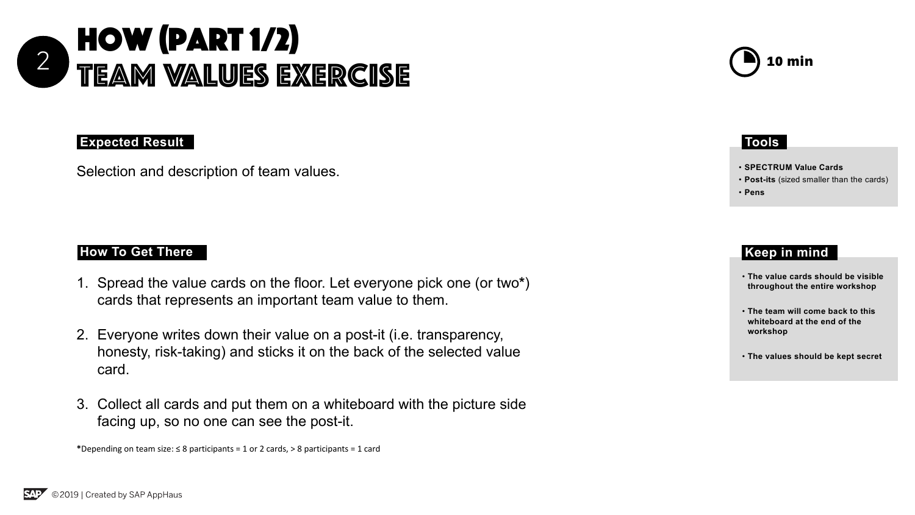# 2 HOW (PART 1/2) TEAM VALUES EXERCISE

10 min

### Expected Result

Selection and description of team values.

### How To Get There

1. Spread the value cards on the floor. Let everyone pick one (or two*) cards that represents an important team value to them.
2. Everyone writes down their value on a post-it (i.e. transparency, honesty, risk-taking) and sticks it on the back of the selected value card.
3. Collect all cards and put them on a whiteboard with the picture side facing up, so no one can see the post-it.

*Depending on team size: ≤ 8 participants = 1 or 2 cards, > 8 participants = 1 card

### Tools

- **SPECTRUM Value Cards**
- **Post-its** (sized smaller than the cards)
- **Pens**

### Keep in mind

- **The value cards should be visible throughout the entire workshop**
- **The team will come back to this whiteboard at the end of the workshop**
- **The values should be kept secret**

©2019 | Created by SAP AppHaus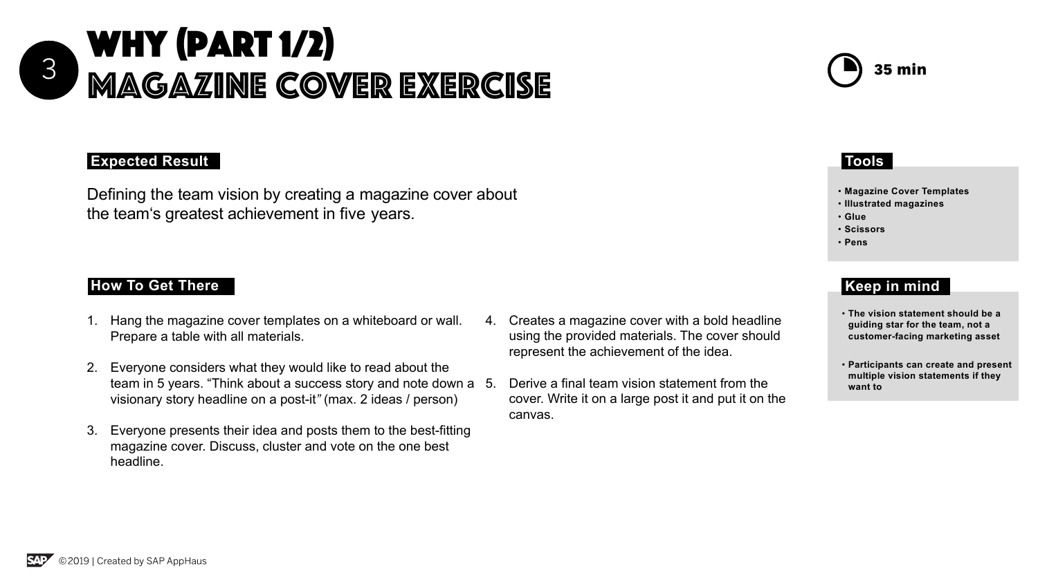# 3 WHY (PART 1/2) MAGAZINE COVER EXERCISE

35 min

**Expected Result**

Defining the team vision by creating a magazine cover about the team's greatest achievement in five years.

**How To Get There**

1. Hang the magazine cover templates on a whiteboard or wall. Prepare a table with all materials.
2. Everyone considers what they would like to read about the team in 5 years. "Think about a success story and note down a visionary story headline on a post-it" (max. 2 ideas / person)
3. Everyone presents their idea and posts them to the best-fitting magazine cover. Discuss, cluster and vote on the one best headline.
4. Creates a magazine cover with a bold headline using the provided materials. The cover should represent the achievement of the idea.
5. Derive a final team vision statement from the cover. Write it on a large post it and put it on the canvas.

**Tools**

- Magazine Cover Templates
- Illustrated magazines
- Glue
- Scissors
- Pens

**Keep in mind**

- The vision statement should be a guiding star for the team, not a customer-facing marketing asset
- Participants can create and present multiple vision statements if they want to

©2019 | Created by SAP AppHaus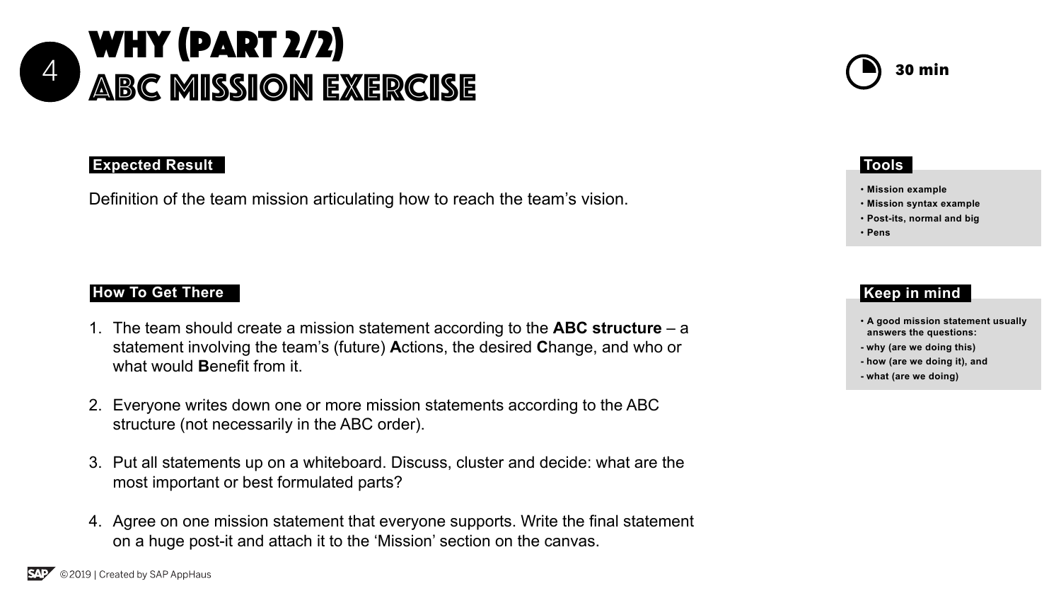# 4 Why (Part 2/2)
# ABC Mission Exercise

30 min

**Expected Result**

Definition of the team mission articulating how to reach the team's vision.

**How To Get There**

1. The team should create a mission statement according to the **ABC structure** – a statement involving the team's (future) **A**ctions, the desired **C**hange, and who or what would **B**enefit from it.

2. Everyone writes down one or more mission statements according to the ABC structure (not necessarily in the ABC order).

3. Put all statements up on a whiteboard. Discuss, cluster and decide: what are the most important or best formulated parts?

4. Agree on one mission statement that everyone supports. Write the final statement on a huge post-it and attach it to the 'Mission' section on the canvas.

**Tools**

- **Mission example**
- **Mission syntax example**
- **Post-its, normal and big**
- **Pens**

**Keep in mind**

- **A good mission statement usually answers the questions:**
- **why (are we doing this)**
- **how (are we doing it), and**
- **what (are we doing)**

©2019 | Created by SAP AppHaus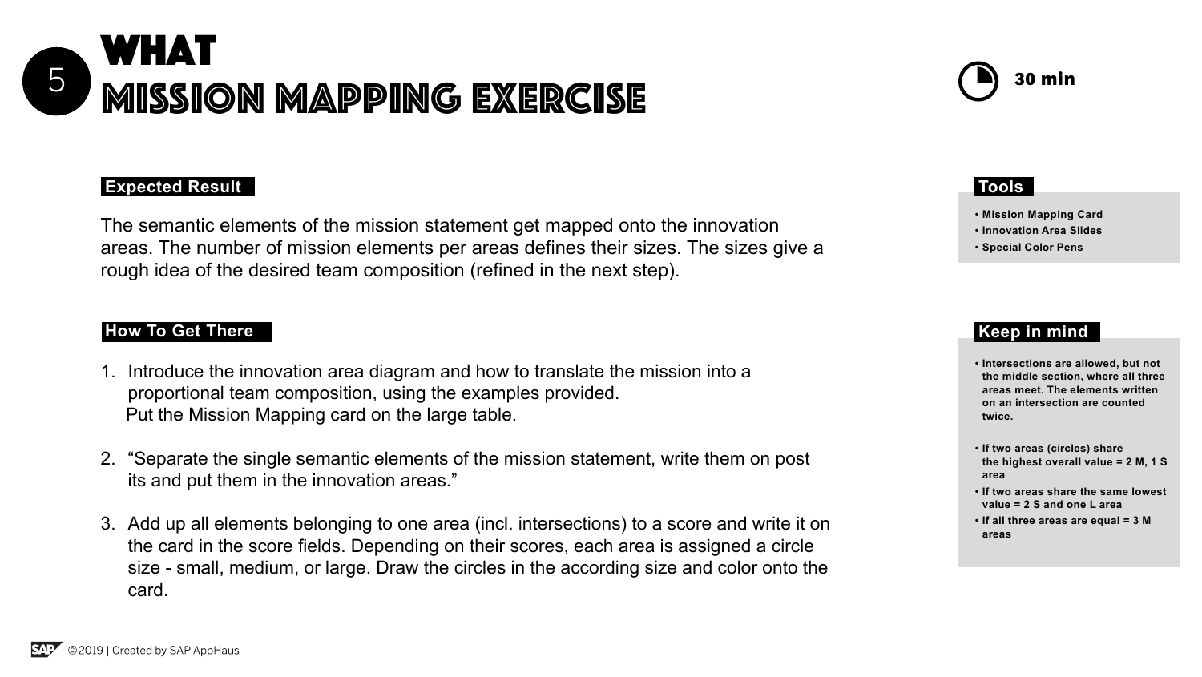# 5 WHAT
# MISSION MAPPING EXERCISE

30 min

**Expected Result**

The semantic elements of the mission statement get mapped onto the innovation areas. The number of mission elements per areas defines their sizes. The sizes give a rough idea of the desired team composition (refined in the next step).

**How To Get There**

1. Introduce the innovation area diagram and how to translate the mission into a proportional team composition, using the examples provided.
   Put the Mission Mapping card on the large table.

2. "Separate the single semantic elements of the mission statement, write them on post its and put them in the innovation areas."

3. Add up all elements belonging to one area (incl. intersections) to a score and write it on the card in the score fields. Depending on their scores, each area is assigned a circle size - small, medium, or large. Draw the circles in the according size and color onto the card.

**Tools**

- **Mission Mapping Card**
- **Innovation Area Slides**
- **Special Color Pens**

**Keep in mind**

- **Intersections are allowed, but not the middle section, where all three areas meet. The elements written on an intersection are counted twice.**
- **If two areas (circles) share the highest overall value = 2 M, 1 S area**
- **If two areas share the same lowest value = 2 S and one L area**
- **If all three areas are equal = 3 M areas**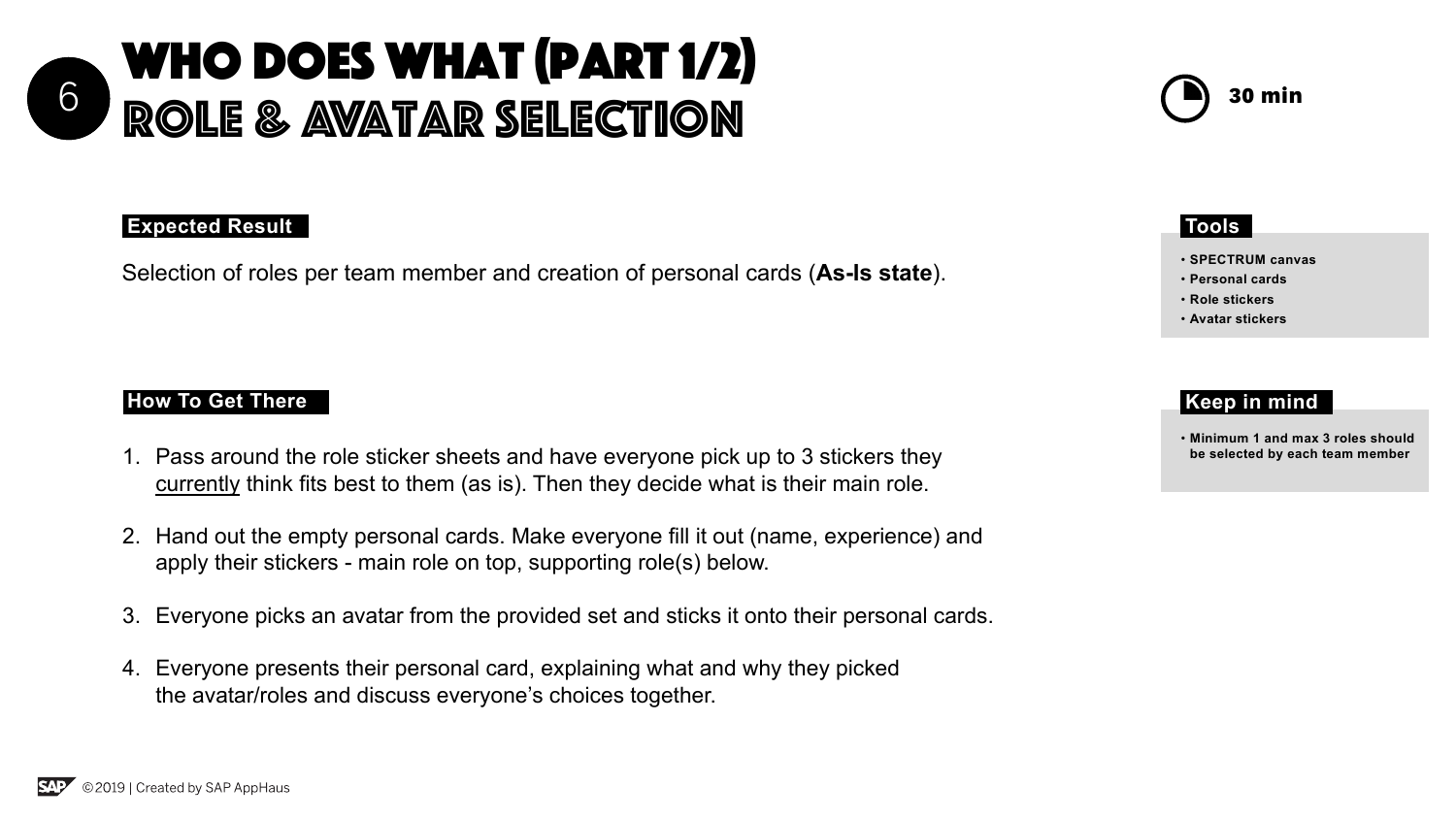# 6 WHO DOES WHAT (PART 1/2) ROLE & AVATAR SELECTION

30 min

**Expected Result**

Selection of roles per team member and creation of personal cards (**As-Is state**).

**How To Get There**

1. Pass around the role sticker sheets and have everyone pick up to 3 stickers they currently think fits best to them (as is). Then they decide what is their main role.
2. Hand out the empty personal cards. Make everyone fill it out (name, experience) and apply their stickers - main role on top, supporting role(s) below.
3. Everyone picks an avatar from the provided set and sticks it onto their personal cards.
4. Everyone presents their personal card, explaining what and why they picked the avatar/roles and discuss everyone's choices together.

**Tools**

- **SPECTRUM canvas**
- **Personal cards**
- **Role stickers**
- **Avatar stickers**

**Keep in mind**

- **Minimum 1 and max 3 roles should be selected by each team member**

©2019 | Created by SAP AppHaus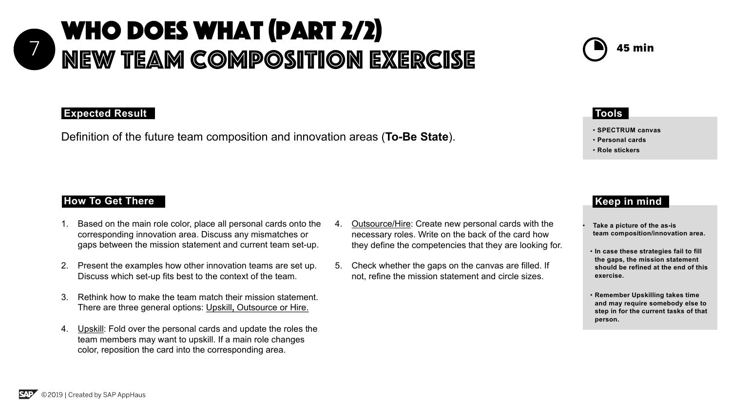# 7 WHO DOES WHAT (PART 2/2) NEW TEAM COMPOSITION EXERCISE

45 min

**Expected Result**

Definition of the future team composition and innovation areas (**To-Be State**).

**How To Get There**

1. Based on the main role color, place all personal cards onto the corresponding innovation area. Discuss any mismatches or gaps between the mission statement and current team set-up.
2. Present the examples how other innovation teams are set up. Discuss which set-up fits best to the context of the team.
3. Rethink how to make the team match their mission statement. There are three general options: Upskill, Outsource or Hire.
4. Upskill: Fold over the personal cards and update the roles the team members may want to upskill. If a main role changes color, reposition the card into the corresponding area.
4. Outsource/Hire: Create new personal cards with the necessary roles. Write on the back of the card how they define the competencies that they are looking for.
5. Check whether the gaps on the canvas are filled. If not, refine the mission statement and circle sizes.

**Tools**

- **SPECTRUM canvas**
- **Personal cards**
- **Role stickers**

**Keep in mind**

- **Take a picture of the as-is team composition/innovation area.**
- **In case these strategies fail to fill the gaps, the mission statement should be refined at the end of this exercise.**
- **Remember Upskilling takes time and may require somebody else to step in for the current tasks of that person.**

©2019 | Created by SAP AppHaus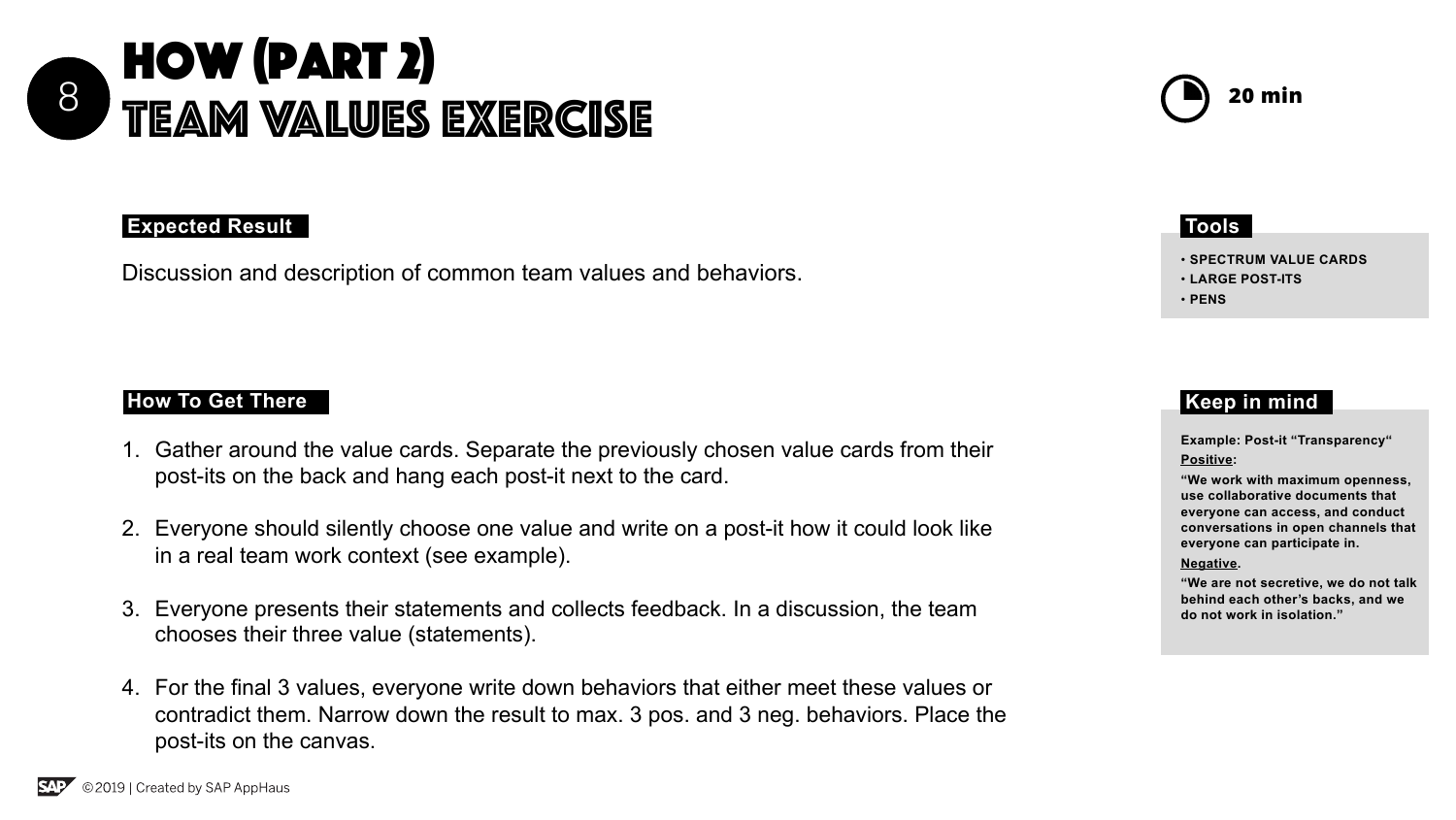# 8 How (Part 2) Team Values Exercise

20 min

**Expected Result**

Discussion and description of common team values and behaviors.

**How To Get There**

1. Gather around the value cards. Separate the previously chosen value cards from their post-its on the back and hang each post-it next to the card.
2. Everyone should silently choose one value and write on a post-it how it could look like in a real team work context (see example).
3. Everyone presents their statements and collects feedback. In a discussion, the team chooses their three value (statements).
4. For the final 3 values, everyone write down behaviors that either meet these values or contradict them. Narrow down the result to max. 3 pos. and 3 neg. behaviors. Place the post-its on the canvas.

**Tools**

- SPECTRUM VALUE CARDS
- LARGE POST-ITS
- PENS

**Keep in mind**

**Example: Post-it "Transparency"**

**Positive:**

**"We work with maximum openness, use collaborative documents that everyone can access, and conduct conversations in open channels that everyone can participate in.**

**Negative.**

**"We are not secretive, we do not talk behind each other's backs, and we do not work in isolation."**

©2019 | Created by SAP AppHaus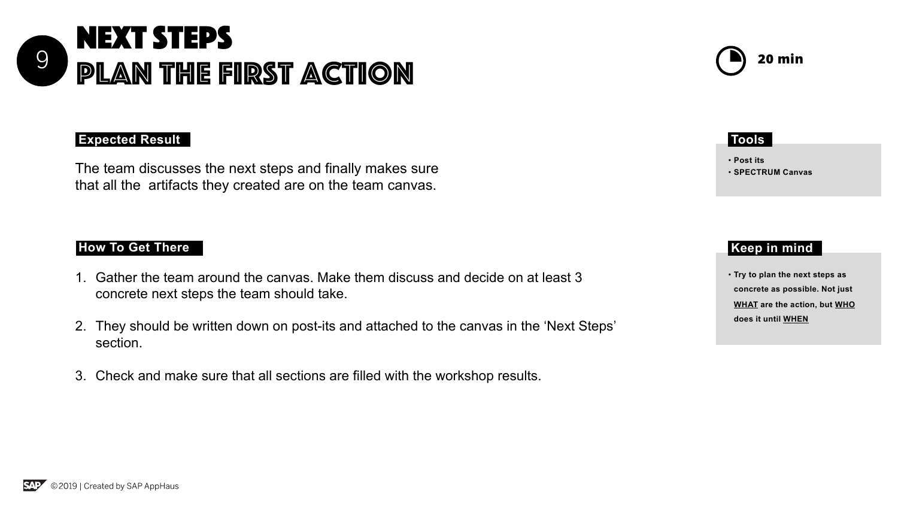# 9 NEXT STEPS
## PLAN THE FIRST ACTION

20 min

**Expected Result**

The team discusses the next steps and finally makes sure that all the artifacts they created are on the team canvas.

**How To Get There**

1. Gather the team around the canvas. Make them discuss and decide on at least 3 concrete next steps the team should take.
2. They should be written down on post-its and attached to the canvas in the 'Next Steps' section.
3. Check and make sure that all sections are filled with the workshop results.

**Tools**

- **Post its**
- **SPECTRUM Canvas**

**Keep in mind**

- **Try to plan the next steps as concrete as possible. Not just <u>WHAT</u> are the action, but <u>WHO</u> does it until <u>WHEN</u>**

©2019 | Created by SAP AppHaus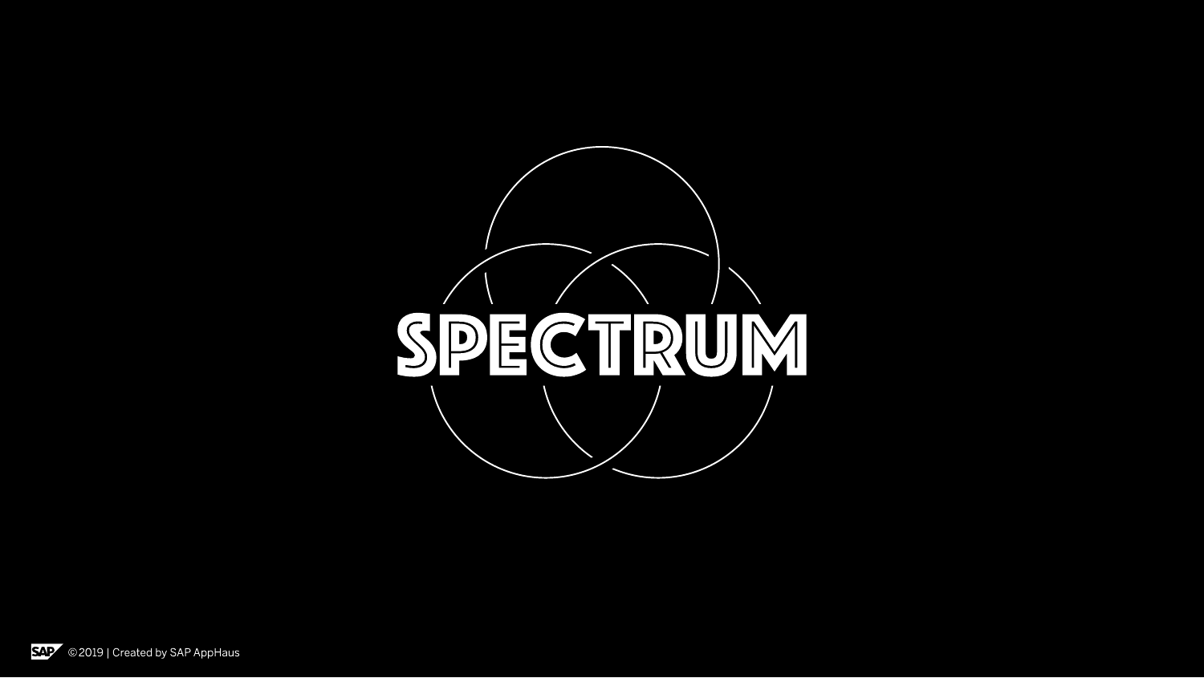# SPECTRUM

©2019 | Created by SAP AppHaus